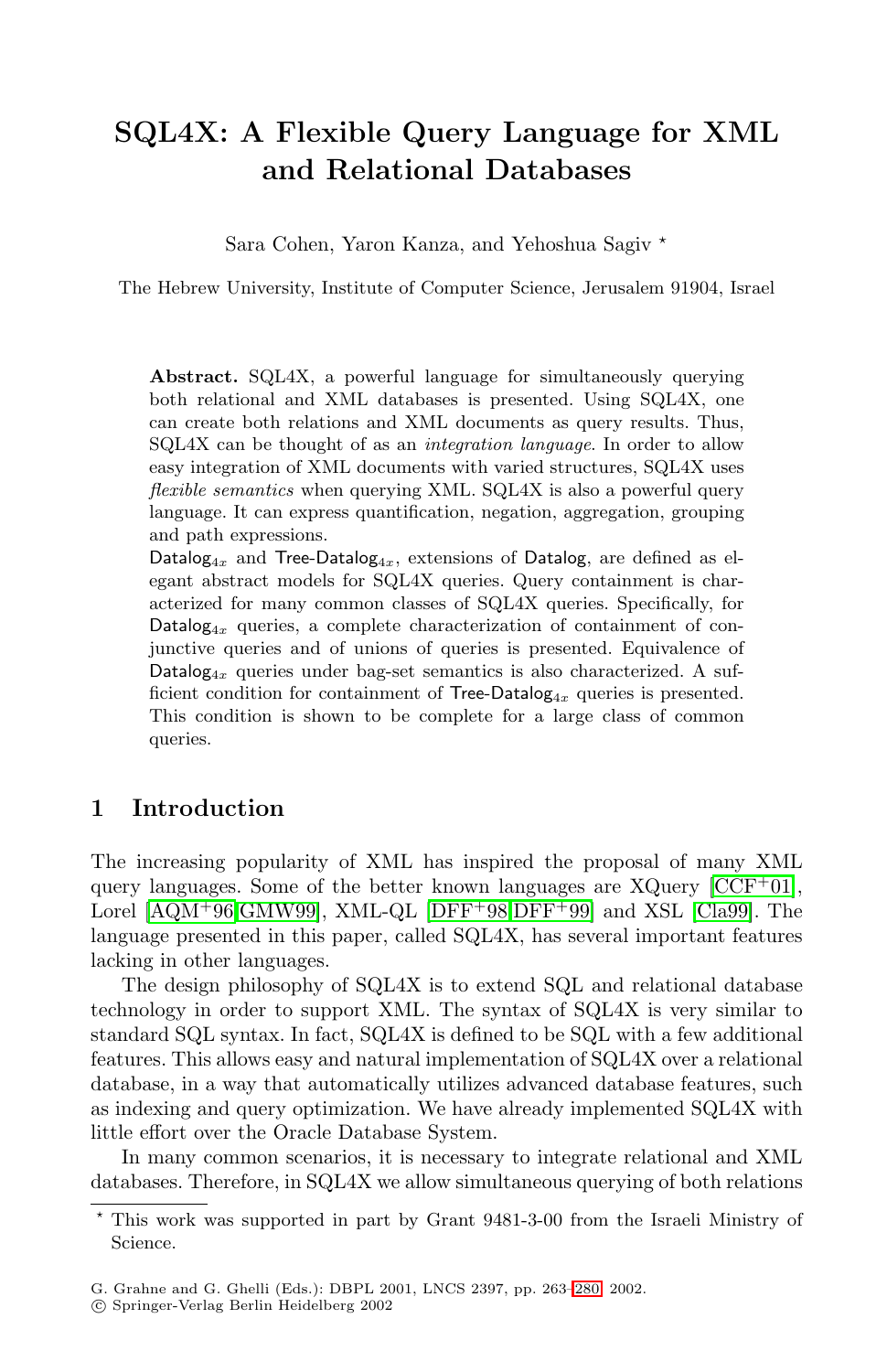# SQL4X: A Flexible Query Language for XML and Relational Databases

Sara Cohen, Yaron Kanza, and Yehoshua Sagiv *

The Hebrew University, Institute of Computer Science, Jerusalem 91904, Israel

**Abstract.** SQL4X, a powerful language for simultaneously querying both relational and XML databases is presented. Using SQL4X, one can create both relations and XML documents as query results. Thus, SQL4X can be thought of as an *integration language*. In order to allow easy integration of XML documents with varied structures, SQL4X uses *flexible semantics* when querying XML. SQL4X is also a powerful query language. It can express quantification, negation, aggregation, grouping and path expressions.

$\mathsf{Datalog}_{4x}$ and $\mathsf{Tree\text{-}Datalog}_{4x}$, extensions of $\mathsf{Datalog}$, are defined as elegant abstract models for SQL4X queries. Query containment is characterized for many common classes of SQL4X queries. Specifically, for $\mathsf{Datalog}_{4x}$ queries, a complete characterization of containment of conjunctive queries and of unions of queries is presented. Equivalence of $\mathsf{Datalog}_{4x}$ queries under bag-set semantics is also characterized. A sufficient condition for containment of $\mathsf{Tree\text{-}Datalog}_{4x}$ queries is presented. This condition is shown to be complete for a large class of common queries.

## 1 Introduction

The increasing popularity of XML has inspired the proposal of many XML query languages. Some of the better known languages are XQuery [CCF+01], Lorel [AQM+96,GMW99], XML-QL [DFF+98,DFF+99] and XSL [Cla99]. The language presented in this paper, called SQL4X, has several important features lacking in other languages.

The design philosophy of SQL4X is to extend SQL and relational database technology in order to support XML. The syntax of SQL4X is very similar to standard SQL syntax. In fact, SQL4X is defined to be SQL with a few additional features. This allows easy and natural implementation of SQL4X over a relational database, in a way that automatically utilizes advanced database features, such as indexing and query optimization. We have already implemented SQL4X with little effort over the Oracle Database System.

In many common scenarios, it is necessary to integrate relational and XML databases. Therefore, in SQL4X we allow simultaneous querying of both relations

* This work was supported in part by Grant 9481-3-00 from the Israeli Ministry of Science.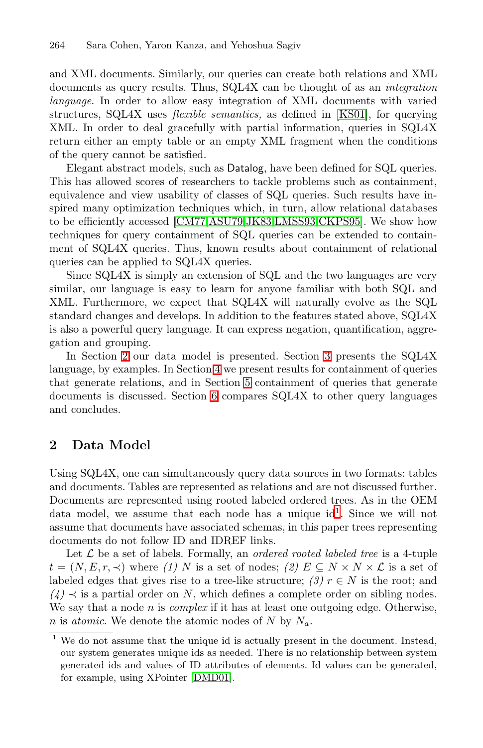and XML documents. Similarly, our queries can create both relations and XML documents as query results. Thus, SQL4X can be thought of as an *integration language*. In order to allow easy integration of XML documents with varied structures, SQL4X uses *flexible semantics,* as defined in [KS01], for querying XML. In order to deal gracefully with partial information, queries in SQL4X return either an empty table or an empty XML fragment when the conditions of the query cannot be satisfied.

Elegant abstract models, such as Datalog, have been defined for SQL queries. This has allowed scores of researchers to tackle problems such as containment, equivalence and view usability of classes of SQL queries. Such results have inspired many optimization techniques which, in turn, allow relational databases to be efficiently accessed [CM77,ASU79,JK83,LMSS93,CKPS95]. We show how techniques for query containment of SQL queries can be extended to containment of SQL4X queries. Thus, known results about containment of relational queries can be applied to SQL4X queries.

Since SQL4X is simply an extension of SQL and the two languages are very similar, our language is easy to learn for anyone familiar with both SQL and XML. Furthermore, we expect that SQL4X will naturally evolve as the SQL standard changes and develops. In addition to the features stated above, SQL4X is also a powerful query language. It can express negation, quantification, aggregation and grouping.

In Section 2 our data model is presented. Section 3 presents the SQL4X language, by examples. In Section 4 we present results for containment of queries that generate relations, and in Section 5 containment of queries that generate documents is discussed. Section 6 compares SQL4X to other query languages and concludes.

## 2 Data Model

Using SQL4X, one can simultaneously query data sources in two formats: tables and documents. Tables are represented as relations and are not discussed further. Documents are represented using rooted labeled ordered trees. As in the OEM data model, we assume that each node has a unique id[1]. Since we will not assume that documents have associated schemas, in this paper trees representing documents do not follow ID and IDREF links.

Let $\mathcal{L}$ be a set of labels. Formally, an *ordered rooted labeled tree* is a 4-tuple $t = (N, E, r, \prec)$ where *(1)* $N$ is a set of nodes; *(2)* $E \subseteq N \times N \times \mathcal{L}$ is a set of labeled edges that gives rise to a tree-like structure; *(3)* $r \in N$ is the root; and *(4)* $\prec$ is a partial order on $N$, which defines a complete order on sibling nodes. We say that a node $n$ is *complex* if it has at least one outgoing edge. Otherwise, $n$ is *atomic*. We denote the atomic nodes of $N$ by $N_a$.

[1] We do not assume that the unique id is actually present in the document. Instead, our system generates unique ids as needed. There is no relationship between system generated ids and values of ID attributes of elements. Id values can be generated, for example, using XPointer [DMD01].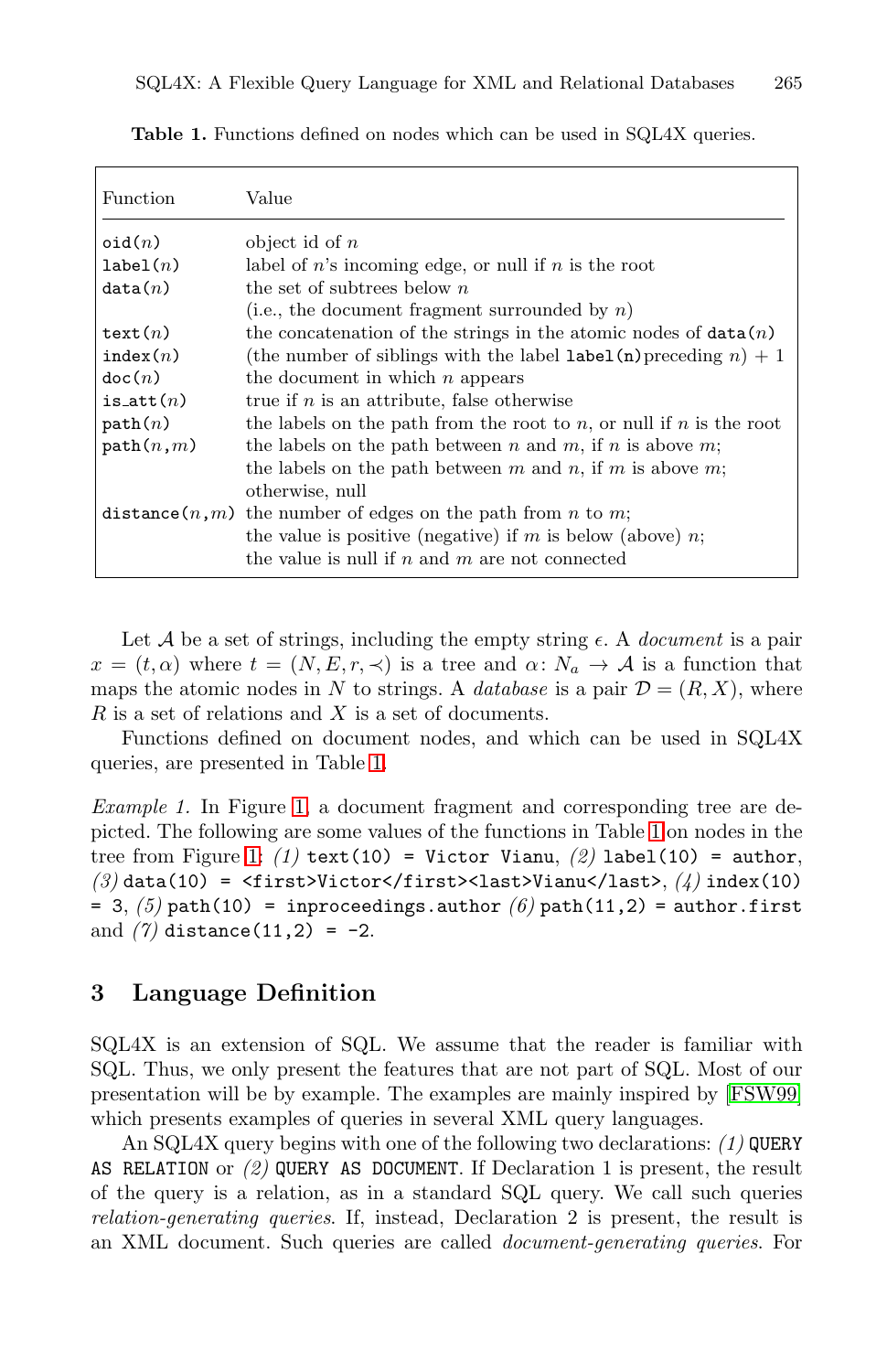**Table 1.** Functions defined on nodes which can be used in SQL4X queries.

| Function | Value |
|---|---|
| `oid(`$n$`)` | object id of $n$ |
| `label(`$n$`)` | label of $n$'s incoming edge, or null if $n$ is the root |
| `data(`$n$`)` | the set of subtrees below $n$ (i.e., the document fragment surrounded by $n$) |
| `text(`$n$`)` | the concatenation of the strings in the atomic nodes of `data(`$n$`)` |
| `index(`$n$`)` | (the number of siblings with the label `label(n)` preceding $n$) + 1 |
| `doc(`$n$`)` | the document in which $n$ appears |
| `is_att(`$n$`)` | true if $n$ is an attribute, false otherwise |
| `path(`$n$`)` | the labels on the path from the root to $n$, or null if $n$ is the root |
| `path(`$n$,$m$`)` | the labels on the path between $n$ and $m$, if $n$ is above $m$; the labels on the path between $m$ and $n$, if $m$ is above $m$; otherwise, null |
| `distance(`$n$,$m$`)` | the number of edges on the path from $n$ to $m$; the value is positive (negative) if $m$ is below (above) $n$; the value is null if $n$ and $m$ are not connected |

Let $\mathcal{A}$ be a set of strings, including the empty string $\epsilon$. A *document* is a pair $x = (t, \alpha)$ where $t = (N, E, r, \prec)$ is a tree and $\alpha \colon N_a \to \mathcal{A}$ is a function that maps the atomic nodes in $N$ to strings. A *database* is a pair $\mathcal{D} = (R, X)$, where $R$ is a set of relations and $X$ is a set of documents.

Functions defined on document nodes, and which can be used in SQL4X queries, are presented in Table 1.

*Example 1.* In Figure 1, a document fragment and corresponding tree are depicted. The following are some values of the functions in Table 1 on nodes in the tree from Figure 1: *(1)* `text(10) = Victor Vianu`, *(2)* `label(10) = author`, *(3)* `data(10) = <first>Victor</first><last>Vianu</last>`, *(4)* `index(10) = 3`, *(5)* `path(10) = inproceedings.author` *(6)* `path(11,2) = author.first` and *(7)* `distance(11,2) = -2`.

## 3 Language Definition

SQL4X is an extension of SQL. We assume that the reader is familiar with SQL. Thus, we only present the features that are not part of SQL. Most of our presentation will be by example. The examples are mainly inspired by [FSW99] which presents examples of queries in several XML query languages.

An SQL4X query begins with one of the following two declarations: *(1)* `QUERY AS RELATION` or *(2)* `QUERY AS DOCUMENT`. If Declaration 1 is present, the result of the query is a relation, as in a standard SQL query. We call such queries *relation-generating queries*. If, instead, Declaration 2 is present, the result is an XML document. Such queries are called *document-generating queries*. For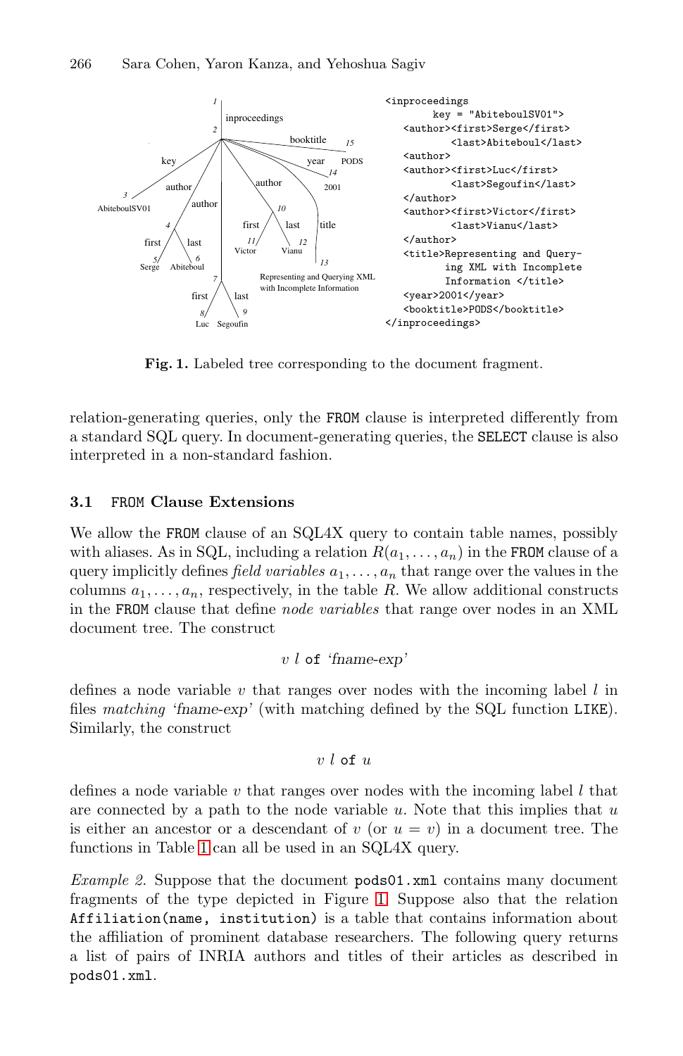```
<inproceedings
        key = "AbiteboulSV01">
   <author><first>Serge</first>
           <last>Abiteboul</last>
   <author>
   <author><first>Luc</first>
           <last>Segoufin</last>
   </author>
   <author><first>Victor</first>
           <last>Vianu</last>
   </author>
   <title>Representing and Query-
          ing XML with Incomplete
          Information </title>
   <year>2001</year>
   <booktitle>PODS</booktitle>
</inproceedings>
```

**Fig. 1.** Labeled tree corresponding to the document fragment.

relation-generating queries, only the `FROM` clause is interpreted differently from a standard SQL query. In document-generating queries, the `SELECT` clause is also interpreted in a non-standard fashion.

### 3.1 `FROM` Clause Extensions

We allow the `FROM` clause of an SQL4X query to contain table names, possibly with aliases. As in SQL, including a relation $R(a_1, \ldots, a_n)$ in the `FROM` clause of a query implicitly defines *field variables* $a_1, \ldots, a_n$ that range over the values in the columns $a_1, \ldots, a_n$, respectively, in the table $R$. We allow additional constructs in the `FROM` clause that define *node variables* that range over nodes in an XML document tree. The construct

$$v\ l\ \texttt{of}\ \text{'}\mathit{fname\text{-}exp}\text{'}$$

defines a node variable $v$ that ranges over nodes with the incoming label $l$ in files *matching* '*fname-exp*' (with matching defined by the SQL function `LIKE`). Similarly, the construct

$$v\ l\ \texttt{of}\ u$$

defines a node variable $v$ that ranges over nodes with the incoming label $l$ that are connected by a path to the node variable $u$. Note that this implies that $u$ is either an ancestor or a descendant of $v$ (or $u = v$) in a document tree. The functions in Table 1 can all be used in an SQL4X query.

*Example 2.* Suppose that the document `pods01.xml` contains many document fragments of the type depicted in Figure 1. Suppose also that the relation `Affiliation(name, institution)` is a table that contains information about the affiliation of prominent database researchers. The following query returns a list of pairs of INRIA authors and titles of their articles as described in `pods01.xml`.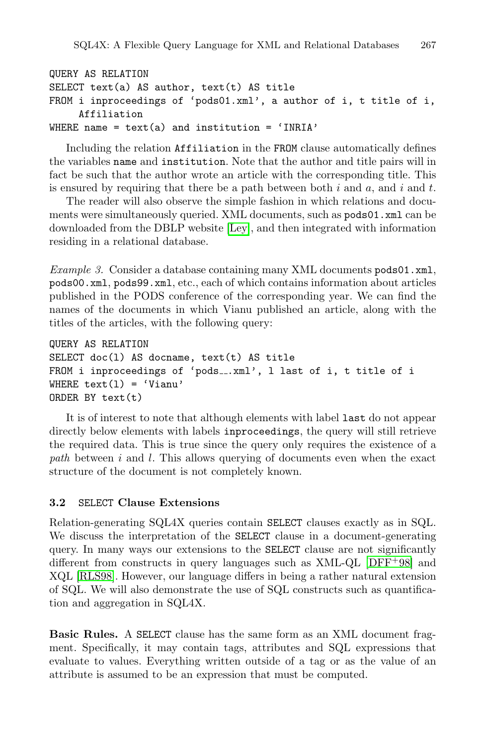```
QUERY AS RELATION
SELECT text(a) AS author, text(t) AS title
FROM i inproceedings of 'pods01.xml', a author of i, t title of i,
     Affiliation
WHERE name = text(a) and institution = 'INRIA'
```

Including the relation `Affiliation` in the `FROM` clause automatically defines the variables `name` and `institution`. Note that the author and title pairs will in fact be such that the author wrote an article with the corresponding title. This is ensured by requiring that there be a path between both $i$ and $a$, and $i$ and $t$.

The reader will also observe the simple fashion in which relations and documents were simultaneously queried. XML documents, such as `pods01.xml` can be downloaded from the DBLP website [Ley], and then integrated with information residing in a relational database.

*Example 3.* Consider a database containing many XML documents `pods01.xml`, `pods00.xml`, `pods99.xml`, etc., each of which contains information about articles published in the PODS conference of the corresponding year. We can find the names of the documents in which Vianu published an article, along with the titles of the articles, with the following query:

```
QUERY AS RELATION
SELECT doc(l) AS docname, text(t) AS title
FROM i inproceedings of 'pods__.xml', l last of i, t title of i
WHERE text(l) = 'Vianu'
ORDER BY text(t)
```

It is of interest to note that although elements with label `last` do not appear directly below elements with labels `inproceedings`, the query will still retrieve the required data. This is true since the query only requires the existence of a *path* between $i$ and $l$. This allows querying of documents even when the exact structure of the document is not completely known.

### 3.2 SELECT Clause Extensions

Relation-generating SQL4X queries contain `SELECT` clauses exactly as in SQL. We discuss the interpretation of the `SELECT` clause in a document-generating query. In many ways our extensions to the `SELECT` clause are not significantly different from constructs in query languages such as XML-QL [DFF+98] and XQL [RLS98]. However, our language differs in being a rather natural extension of SQL. We will also demonstrate the use of SQL constructs such as quantification and aggregation in SQL4X.

**Basic Rules.** A `SELECT` clause has the same form as an XML document fragment. Specifically, it may contain tags, attributes and SQL expressions that evaluate to values. Everything written outside of a tag or as the value of an attribute is assumed to be an expression that must be computed.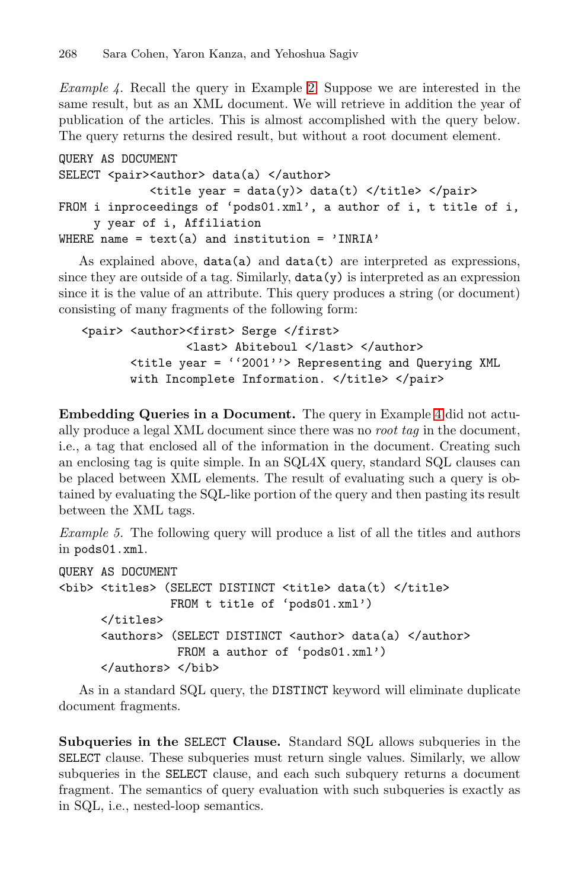*Example 4.* Recall the query in Example 2. Suppose we are interested in the same result, but as an XML document. We will retrieve in addition the year of publication of the articles. This is almost accomplished with the query below. The query returns the desired result, but without a root document element.

```
QUERY AS DOCUMENT
SELECT <pair><author> data(a) </author>
             <title year = data(y)> data(t) </title> </pair>
FROM i inproceedings of ‘pods01.xml’, a author of i, t title of i,
     y year of i, Affiliation
WHERE name = text(a) and institution = ’INRIA’
```

As explained above, `data(a)` and `data(t)` are interpreted as expressions, since they are outside of a tag. Similarly, `data(y)` is interpreted as an expression since it is the value of an attribute. This query produces a string (or document) consisting of many fragments of the following form:

```
<pair> <author><first> Serge </first>
                <last> Abiteboul </last> </author>
       <title year = ‘‘2001’’> Representing and Querying XML
       with Incomplete Information. </title> </pair>
```

**Embedding Queries in a Document.** The query in Example 4 did not actually produce a legal XML document since there was no *root tag* in the document, i.e., a tag that enclosed all of the information in the document. Creating such an enclosing tag is quite simple. In an SQL4X query, standard SQL clauses can be placed between XML elements. The result of evaluating such a query is obtained by evaluating the SQL-like portion of the query and then pasting its result between the XML tags.

*Example 5.* The following query will produce a list of all the titles and authors in `pods01.xml`.

```
QUERY AS DOCUMENT
<bib> <titles> (SELECT DISTINCT <title> data(t) </title>
               FROM t title of ‘pods01.xml’)
      </titles>
      <authors> (SELECT DISTINCT <author> data(a) </author>
                FROM a author of ‘pods01.xml’)
      </authors> </bib>
```

As in a standard SQL query, the `DISTINCT` keyword will eliminate duplicate document fragments.

**Subqueries in the `SELECT` Clause.** Standard SQL allows subqueries in the `SELECT` clause. These subqueries must return single values. Similarly, we allow subqueries in the `SELECT` clause, and each such subquery returns a document fragment. The semantics of query evaluation with such subqueries is exactly as in SQL, i.e., nested-loop semantics.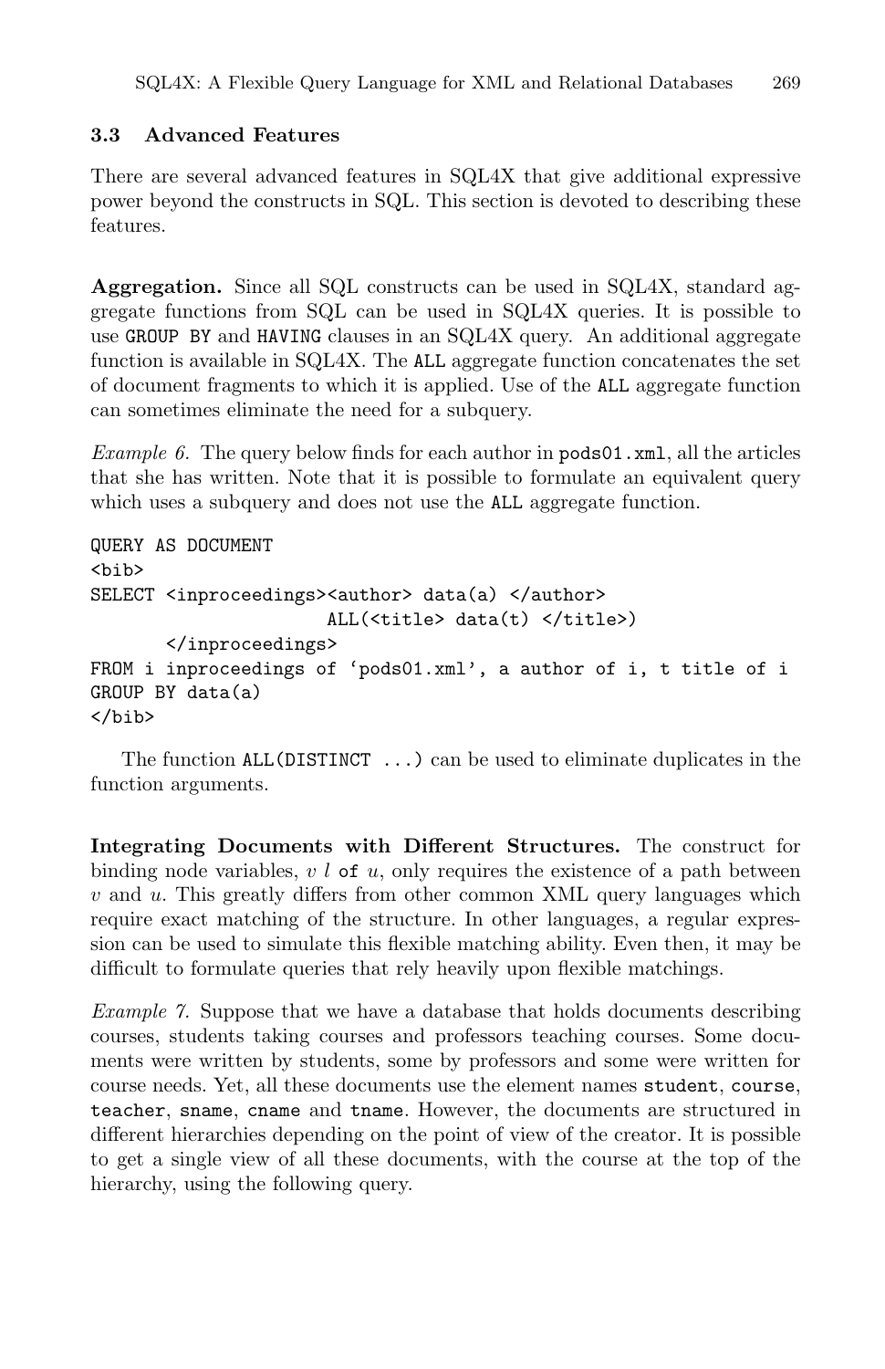### 3.3 Advanced Features

There are several advanced features in SQL4X that give additional expressive power beyond the constructs in SQL. This section is devoted to describing these features.

**Aggregation.** Since all SQL constructs can be used in SQL4X, standard aggregate functions from SQL can be used in SQL4X queries. It is possible to use `GROUP BY` and `HAVING` clauses in an SQL4X query. An additional aggregate function is available in SQL4X. The `ALL` aggregate function concatenates the set of document fragments to which it is applied. Use of the `ALL` aggregate function can sometimes eliminate the need for a subquery.

*Example 6.* The query below finds for each author in `pods01.xml`, all the articles that she has written. Note that it is possible to formulate an equivalent query which uses a subquery and does not use the `ALL` aggregate function.

```
QUERY AS DOCUMENT
<bib>
SELECT <inproceedings><author> data(a) </author>
                     ALL(<title> data(t) </title>)
       </inproceedings>
FROM i inproceedings of 'pods01.xml', a author of i, t title of i
GROUP BY data(a)
</bib>
```

The function `ALL(DISTINCT ...)` can be used to eliminate duplicates in the function arguments.

**Integrating Documents with Different Structures.** The construct for binding node variables, $v$ $l$ `of` $u$, only requires the existence of a path between $v$ and $u$. This greatly differs from other common XML query languages which require exact matching of the structure. In other languages, a regular expression can be used to simulate this flexible matching ability. Even then, it may be difficult to formulate queries that rely heavily upon flexible matchings.

*Example 7.* Suppose that we have a database that holds documents describing courses, students taking courses and professors teaching courses. Some documents were written by students, some by professors and some were written for course needs. Yet, all these documents use the element names `student`, `course`, `teacher`, `sname`, `cname` and `tname`. However, the documents are structured in different hierarchies depending on the point of view of the creator. It is possible to get a single view of all these documents, with the course at the top of the hierarchy, using the following query.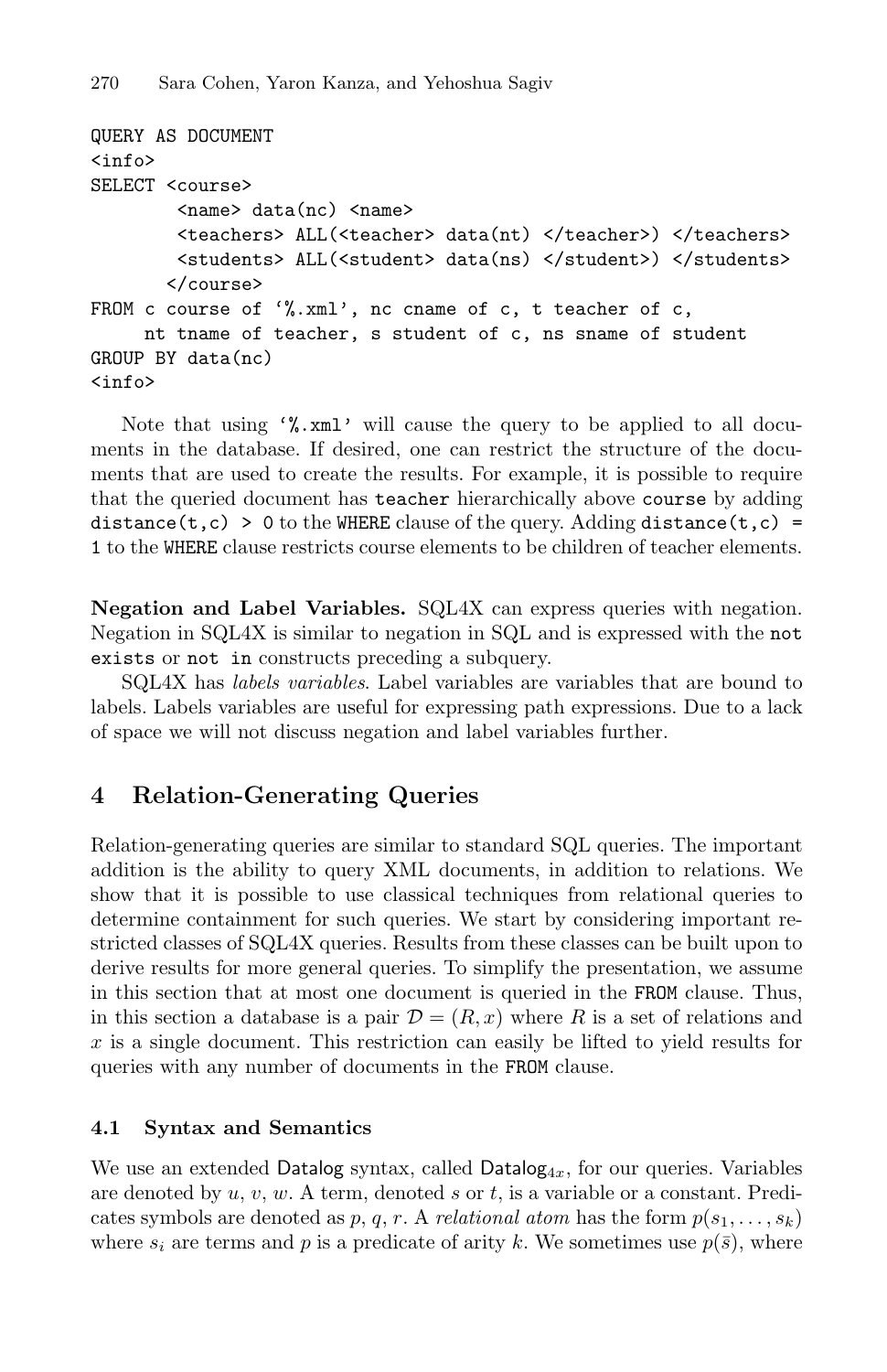```
QUERY AS DOCUMENT
<info>
SELECT <course>
        <name> data(nc) <name>
        <teachers> ALL(<teacher> data(nt) </teacher>) </teachers>
        <students> ALL(<student> data(ns) </student>) </students>
       </course>
FROM c course of '%.xml', nc cname of c, t teacher of c,
     nt tname of teacher, s student of c, ns sname of student
GROUP BY data(nc)
<info>
```

Note that using `'%.xml'` will cause the query to be applied to all documents in the database. If desired, one can restrict the structure of the documents that are used to create the results. For example, it is possible to require that the queried document has `teacher` hierarchically above `course` by adding `distance(t,c) > 0` to the WHERE clause of the query. Adding `distance(t,c) = 1` to the WHERE clause restricts course elements to be children of teacher elements.

**Negation and Label Variables.** SQL4X can express queries with negation. Negation in SQL4X is similar to negation in SQL and is expressed with the `not exists` or `not in` constructs preceding a subquery.

SQL4X has *labels variables*. Label variables are variables that are bound to labels. Labels variables are useful for expressing path expressions. Due to a lack of space we will not discuss negation and label variables further.

## 4 Relation-Generating Queries

Relation-generating queries are similar to standard SQL queries. The important addition is the ability to query XML documents, in addition to relations. We show that it is possible to use classical techniques from relational queries to determine containment for such queries. We start by considering important restricted classes of SQL4X queries. Results from these classes can be built upon to derive results for more general queries. To simplify the presentation, we assume in this section that at most one document is queried in the FROM clause. Thus, in this section a database is a pair $\mathcal{D} = (R, x)$ where $R$ is a set of relations and $x$ is a single document. This restriction can easily be lifted to yield results for queries with any number of documents in the FROM clause.

### 4.1 Syntax and Semantics

We use an extended Datalog syntax, called $\mathsf{Datalog}_{4x}$, for our queries. Variables are denoted by $u$, $v$, $w$. A term, denoted $s$ or $t$, is a variable or a constant. Predicates symbols are denoted as $p$, $q$, $r$. A *relational atom* has the form $p(s_1, \ldots, s_k)$ where $s_i$ are terms and $p$ is a predicate of arity $k$. We sometimes use $p(\bar{s})$, where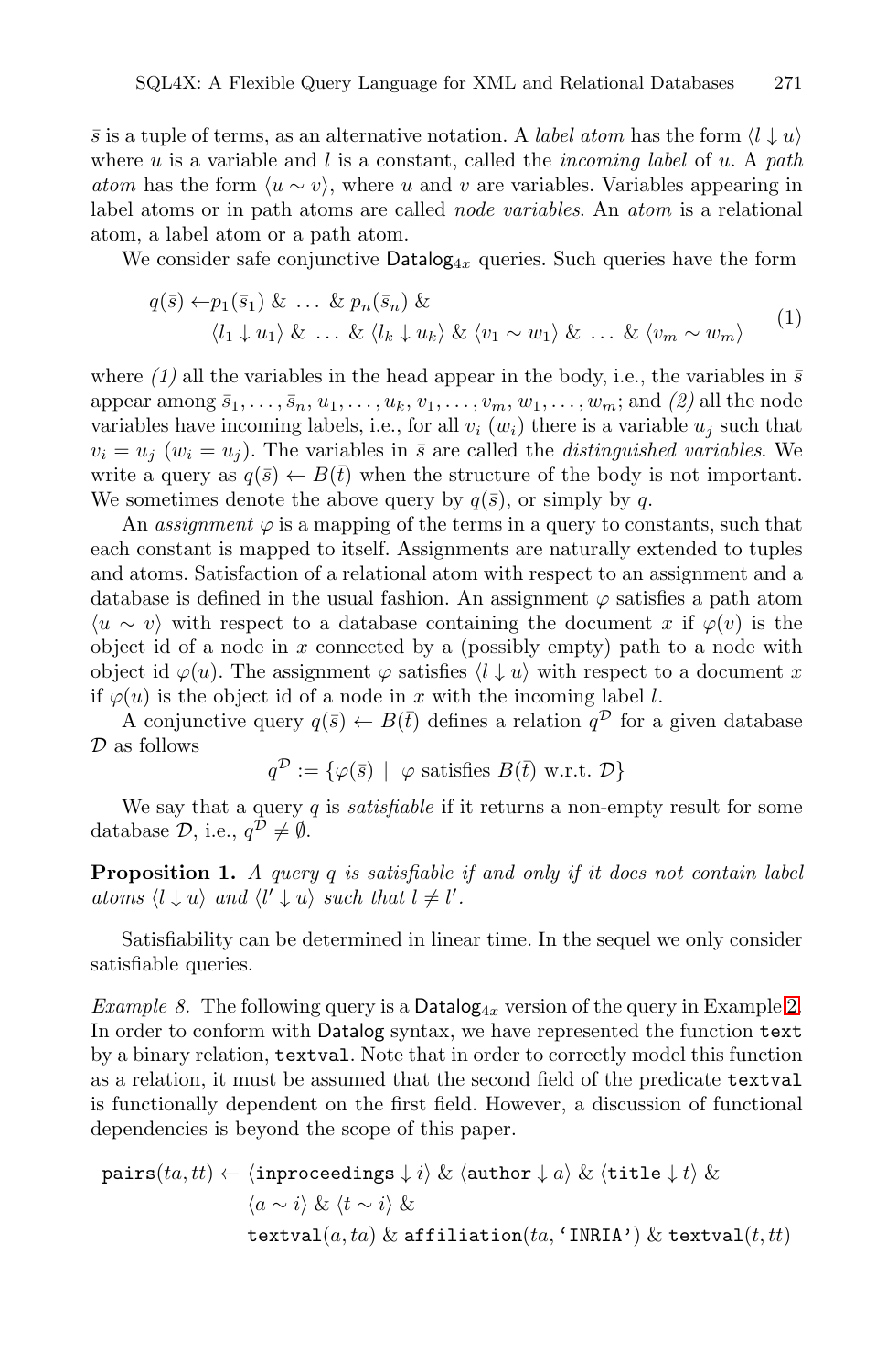$\bar{s}$ is a tuple of terms, as an alternative notation. A *label atom* has the form $\langle l \downarrow u \rangle$ where $u$ is a variable and $l$ is a constant, called the *incoming label* of $u$. A *path atom* has the form $\langle u \sim v \rangle$, where $u$ and $v$ are variables. Variables appearing in label atoms or in path atoms are called *node variables*. An *atom* is a relational atom, a label atom or a path atom.

We consider safe conjunctive $\mathsf{Datalog}_{4x}$ queries. Such queries have the form

$$
\begin{aligned}
q(\bar{s}) \leftarrow\, & p_1(\bar{s}_1) \;\&\; \ldots \;\&\; p_n(\bar{s}_n) \;\&\\
& \langle l_1 \downarrow u_1 \rangle \;\&\; \ldots \;\&\; \langle l_k \downarrow u_k \rangle \;\&\; \langle v_1 \sim w_1 \rangle \;\&\; \ldots \;\&\; \langle v_m \sim w_m \rangle
\end{aligned} \tag{1}
$$

where *(1)* all the variables in the head appear in the body, i.e., the variables in $\bar{s}$ appear among $\bar{s}_1, \ldots, \bar{s}_n, u_1, \ldots, u_k, v_1, \ldots, v_m, w_1, \ldots, w_m$; and *(2)* all the node variables have incoming labels, i.e., for all $v_i$ ($w_i$) there is a variable $u_j$ such that $v_i = u_j$ ($w_i = u_j$). The variables in $\bar{s}$ are called the *distinguished variables*. We write a query as $q(\bar{s}) \leftarrow B(\bar{t})$ when the structure of the body is not important. We sometimes denote the above query by $q(\bar{s})$, or simply by $q$.

An *assignment* $\varphi$ is a mapping of the terms in a query to constants, such that each constant is mapped to itself. Assignments are naturally extended to tuples and atoms. Satisfaction of a relational atom with respect to an assignment and a database is defined in the usual fashion. An assignment $\varphi$ satisfies a path atom $\langle u \sim v \rangle$ with respect to a database containing the document $x$ if $\varphi(v)$ is the object id of a node in $x$ connected by a (possibly empty) path to a node with object id $\varphi(u)$. The assignment $\varphi$ satisfies $\langle l \downarrow u \rangle$ with respect to a document $x$ if $\varphi(u)$ is the object id of a node in $x$ with the incoming label $l$.

A conjunctive query $q(\bar{s}) \leftarrow B(\bar{t})$ defines a relation $q^{\mathcal{D}}$ for a given database $\mathcal{D}$ as follows

$$
q^{\mathcal{D}} := \{\varphi(\bar{s}) \mid \varphi \text{ satisfies } B(\bar{t}) \text{ w.r.t. } \mathcal{D}\}
$$

We say that a query $q$ is *satisfiable* if it returns a non-empty result for some database $\mathcal{D}$, i.e., $q^{\mathcal{D}} \neq \emptyset$.

**Proposition 1.** *A query $q$ is satisfiable if and only if it does not contain label atoms $\langle l \downarrow u \rangle$ and $\langle l' \downarrow u \rangle$ such that $l \neq l'$.*

Satisfiability can be determined in linear time. In the sequel we only consider satisfiable queries.

*Example 8.* The following query is a $\mathsf{Datalog}_{4x}$ version of the query in Example 2. In order to conform with $\mathsf{Datalog}$ syntax, we have represented the function `text` by a binary relation, `textval`. Note that in order to correctly model this function as a relation, it must be assumed that the second field of the predicate `textval` is functionally dependent on the first field. However, a discussion of functional dependencies is beyond the scope of this paper.

$$
\begin{aligned}
\texttt{pairs}(ta, tt) \leftarrow\, & \langle \texttt{inproceedings} \downarrow i \rangle \;\&\; \langle \texttt{author} \downarrow a \rangle \;\&\; \langle \texttt{title} \downarrow t \rangle \;\&\\
& \langle a \sim i \rangle \;\&\; \langle t \sim i \rangle \;\&\\
& \texttt{textval}(a, ta) \;\&\; \texttt{affiliation}(ta, \text{`}\texttt{INRIA}\text{'}) \;\&\; \texttt{textval}(t, tt)
\end{aligned}
$$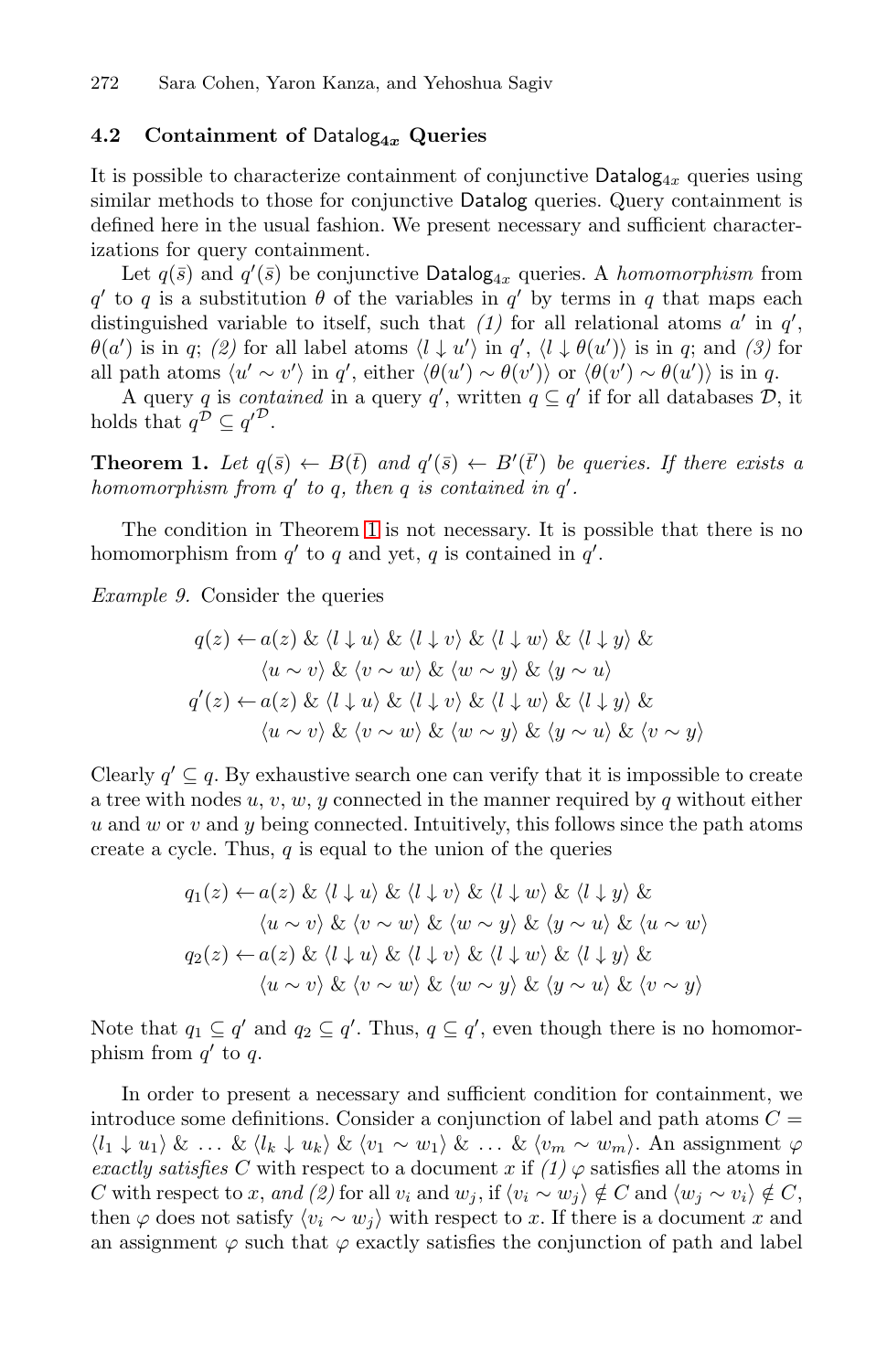### 4.2 Containment of $\mathsf{Datalog}_{4x}$ Queries

It is possible to characterize containment of conjunctive $\mathsf{Datalog}_{4x}$ queries using similar methods to those for conjunctive $\mathsf{Datalog}$ queries. Query containment is defined here in the usual fashion. We present necessary and sufficient characterizations for query containment.

Let $q(\bar{s})$ and $q'(\bar{s})$ be conjunctive $\mathsf{Datalog}_{4x}$ queries. A *homomorphism* from $q'$ to $q$ is a substitution $\theta$ of the variables in $q'$ by terms in $q$ that maps each distinguished variable to itself, such that *(1)* for all relational atoms $a'$ in $q'$, $\theta(a')$ is in $q$; *(2)* for all label atoms $\langle l \downarrow u' \rangle$ in $q'$, $\langle l \downarrow \theta(u') \rangle$ is in $q$; and *(3)* for all path atoms $\langle u' \sim v' \rangle$ in $q'$, either $\langle \theta(u') \sim \theta(v') \rangle$ or $\langle \theta(v') \sim \theta(u') \rangle$ is in $q$.

A query $q$ is *contained* in a query $q'$, written $q \subseteq q'$ if for all databases $\mathcal{D}$, it holds that $q^{\mathcal{D}} \subseteq q'^{\mathcal{D}}$.

**Theorem 1.** *Let $q(\bar{s}) \leftarrow B(\bar{t})$ and $q'(\bar{s}) \leftarrow B'(\bar{t}')$ be queries. If there exists a homomorphism from $q'$ to $q$, then $q$ is contained in $q'$.*

The condition in Theorem 1 is not necessary. It is possible that there is no homomorphism from $q'$ to $q$ and yet, $q$ is contained in $q'$.

*Example 9.* Consider the queries

$$
\begin{aligned}
q(z) \leftarrow\, & a(z) \,\&\, \langle l \downarrow u \rangle \,\&\, \langle l \downarrow v \rangle \,\&\, \langle l \downarrow w \rangle \,\&\, \langle l \downarrow y \rangle \,\&\\
& \langle u \sim v \rangle \,\&\, \langle v \sim w \rangle \,\&\, \langle w \sim y \rangle \,\&\, \langle y \sim u \rangle\\
q'(z) \leftarrow\, & a(z) \,\&\, \langle l \downarrow u \rangle \,\&\, \langle l \downarrow v \rangle \,\&\, \langle l \downarrow w \rangle \,\&\, \langle l \downarrow y \rangle \,\&\\
& \langle u \sim v \rangle \,\&\, \langle v \sim w \rangle \,\&\, \langle w \sim y \rangle \,\&\, \langle y \sim u \rangle \,\&\, \langle v \sim y \rangle
\end{aligned}
$$

Clearly $q' \subseteq q$. By exhaustive search one can verify that it is impossible to create a tree with nodes $u$, $v$, $w$, $y$ connected in the manner required by $q$ without either $u$ and $w$ or $v$ and $y$ being connected. Intuitively, this follows since the path atoms create a cycle. Thus, $q$ is equal to the union of the queries

$$
\begin{aligned}
q_1(z) \leftarrow\, & a(z) \,\&\, \langle l \downarrow u \rangle \,\&\, \langle l \downarrow v \rangle \,\&\, \langle l \downarrow w \rangle \,\&\, \langle l \downarrow y \rangle \,\&\\
& \langle u \sim v \rangle \,\&\, \langle v \sim w \rangle \,\&\, \langle w \sim y \rangle \,\&\, \langle y \sim u \rangle \,\&\, \langle u \sim w \rangle\\
q_2(z) \leftarrow\, & a(z) \,\&\, \langle l \downarrow u \rangle \,\&\, \langle l \downarrow v \rangle \,\&\, \langle l \downarrow w \rangle \,\&\, \langle l \downarrow y \rangle \,\&\\
& \langle u \sim v \rangle \,\&\, \langle v \sim w \rangle \,\&\, \langle w \sim y \rangle \,\&\, \langle y \sim u \rangle \,\&\, \langle v \sim y \rangle
\end{aligned}
$$

Note that $q_1 \subseteq q'$ and $q_2 \subseteq q'$. Thus, $q \subseteq q'$, even though there is no homomorphism from $q'$ to $q$.

In order to present a necessary and sufficient condition for containment, we introduce some definitions. Consider a conjunction of label and path atoms $C = \langle l_1 \downarrow u_1 \rangle \,\&\, \ldots \,\&\, \langle l_k \downarrow u_k \rangle \,\&\, \langle v_1 \sim w_1 \rangle \,\&\, \ldots \,\&\, \langle v_m \sim w_m \rangle$. An assignment $\varphi$ *exactly satisfies* $C$ with respect to a document $x$ if *(1)* $\varphi$ satisfies all the atoms in $C$ with respect to $x$, *and (2)* for all $v_i$ and $w_j$, if $\langle v_i \sim w_j \rangle \notin C$ and $\langle w_j \sim v_i \rangle \notin C$, then $\varphi$ does not satisfy $\langle v_i \sim w_j \rangle$ with respect to $x$. If there is a document $x$ and an assignment $\varphi$ such that $\varphi$ exactly satisfies the conjunction of path and label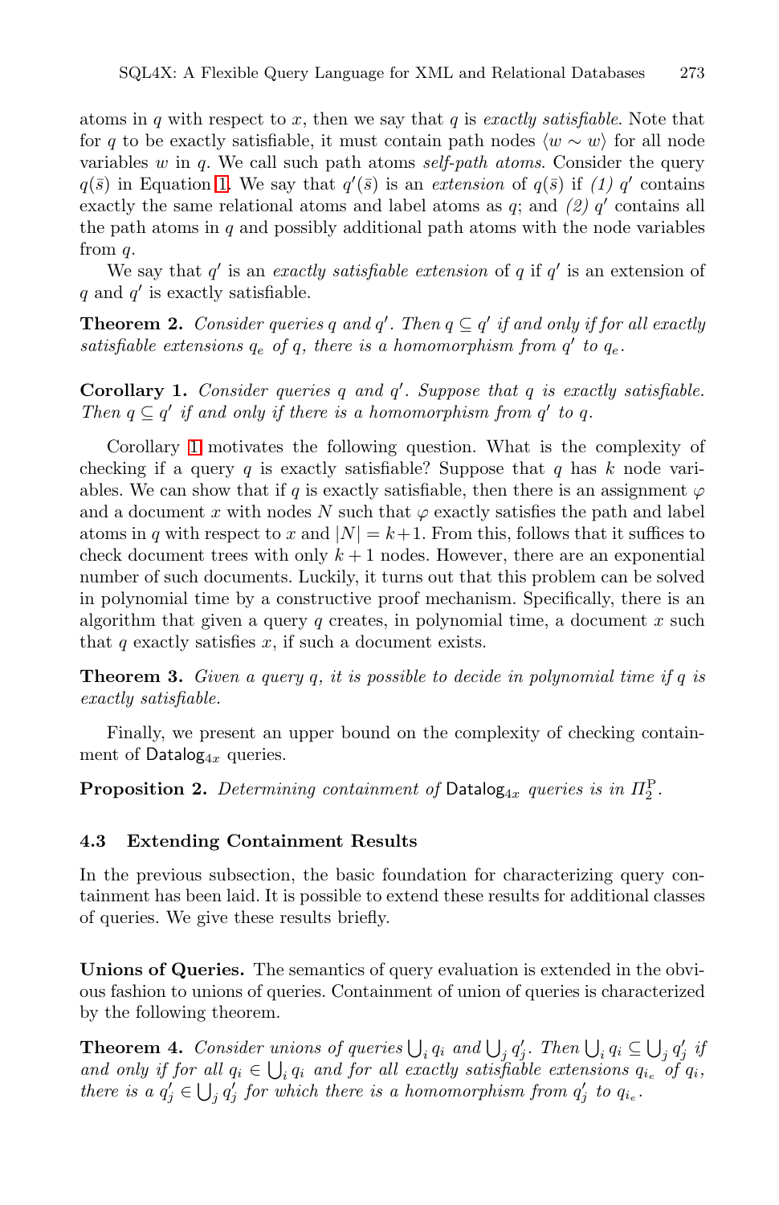atoms in $q$ with respect to $x$, then we say that $q$ is *exactly satisfiable*. Note that for $q$ to be exactly satisfiable, it must contain path nodes $\langle w \sim w \rangle$ for all node variables $w$ in $q$. We call such path atoms *self-path atoms*. Consider the query $q(\bar{s})$ in Equation 1. We say that $q'(\bar{s})$ is an *extension* of $q(\bar{s})$ if *(1)* $q'$ contains exactly the same relational atoms and label atoms as $q$; and *(2)* $q'$ contains all the path atoms in $q$ and possibly additional path atoms with the node variables from $q$.

We say that $q'$ is an *exactly satisfiable extension* of $q$ if $q'$ is an extension of $q$ and $q'$ is exactly satisfiable.

**Theorem 2.** *Consider queries $q$ and $q'$. Then $q \subseteq q'$ if and only if for all exactly satisfiable extensions $q_e$ of $q$, there is a homomorphism from $q'$ to $q_e$.*

**Corollary 1.** *Consider queries $q$ and $q'$. Suppose that $q$ is exactly satisfiable. Then $q \subseteq q'$ if and only if there is a homomorphism from $q'$ to $q$.*

Corollary 1 motivates the following question. What is the complexity of checking if a query $q$ is exactly satisfiable? Suppose that $q$ has $k$ node variables. We can show that if $q$ is exactly satisfiable, then there is an assignment $\varphi$ and a document $x$ with nodes $N$ such that $\varphi$ exactly satisfies the path and label atoms in $q$ with respect to $x$ and $|N| = k+1$. From this, follows that it suffices to check document trees with only $k+1$ nodes. However, there are an exponential number of such documents. Luckily, it turns out that this problem can be solved in polynomial time by a constructive proof mechanism. Specifically, there is an algorithm that given a query $q$ creates, in polynomial time, a document $x$ such that $q$ exactly satisfies $x$, if such a document exists.

**Theorem 3.** *Given a query $q$, it is possible to decide in polynomial time if $q$ is exactly satisfiable.*

Finally, we present an upper bound on the complexity of checking containment of $\mathsf{Datalog}_{4x}$ queries.

**Proposition 2.** *Determining containment of $\mathsf{Datalog}_{4x}$ queries is in $\Pi_2^{\mathrm{P}}$.*

### 4.3 Extending Containment Results

In the previous subsection, the basic foundation for characterizing query containment has been laid. It is possible to extend these results for additional classes of queries. We give these results briefly.

**Unions of Queries.** The semantics of query evaluation is extended in the obvious fashion to unions of queries. Containment of union of queries is characterized by the following theorem.

**Theorem 4.** *Consider unions of queries $\bigcup_i q_i$ and $\bigcup_j q'_j$. Then $\bigcup_i q_i \subseteq \bigcup_j q'_j$ if and only if for all $q_i \in \bigcup_i q_i$ and for all exactly satisfiable extensions $q_{i_e}$ of $q_i$, there is a $q'_j \in \bigcup_j q'_j$ for which there is a homomorphism from $q'_j$ to $q_{i_e}$.*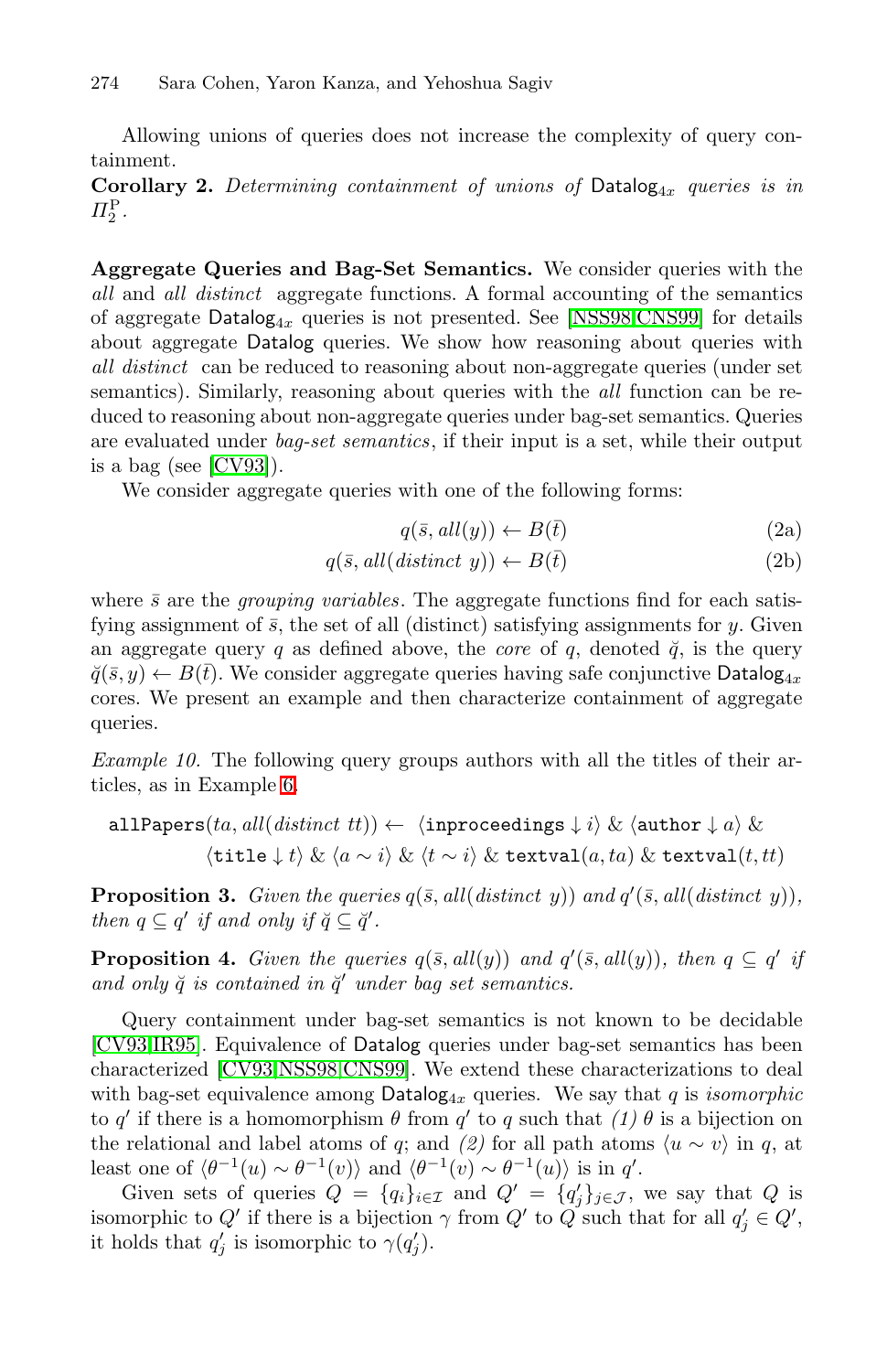Allowing unions of queries does not increase the complexity of query containment.

**Corollary 2.** *Determining containment of unions of* $\mathsf{Datalog}_{4x}$ *queries is in* $\Pi_2^{\mathrm{P}}$.

**Aggregate Queries and Bag-Set Semantics.** We consider queries with the *all* and *all distinct* aggregate functions. A formal accounting of the semantics of aggregate $\mathsf{Datalog}_{4x}$ queries is not presented. See [NSS98,CNS99] for details about aggregate Datalog queries. We show how reasoning about queries with *all distinct* can be reduced to reasoning about non-aggregate queries (under set semantics). Similarly, reasoning about queries with the *all* function can be reduced to reasoning about non-aggregate queries under bag-set semantics. Queries are evaluated under *bag-set semantics*, if their input is a set, while their output is a bag (see [CV93]).

We consider aggregate queries with one of the following forms:

$$q(\bar{s}, \mathit{all}(y)) \leftarrow B(\bar{t}) \tag{2a}$$

$$q(\bar{s}, \mathit{all}(\mathit{distinct}\ y)) \leftarrow B(\bar{t}) \tag{2b}$$

where $\bar{s}$ are the *grouping variables*. The aggregate functions find for each satisfying assignment of $\bar{s}$, the set of all (distinct) satisfying assignments for $y$. Given an aggregate query $q$ as defined above, the *core* of $q$, denoted $\breve{q}$, is the query $\breve{q}(\bar{s}, y) \leftarrow B(\bar{t})$. We consider aggregate queries having safe conjunctive $\mathsf{Datalog}_{4x}$ cores. We present an example and then characterize containment of aggregate queries.

*Example 10.* The following query groups authors with all the titles of their articles, as in Example 6.

$$\texttt{allPapers}(ta, \mathit{all}(\mathit{distinct}\ tt)) \leftarrow \langle \texttt{inproceedings} \downarrow i \rangle \ \&\ \langle \texttt{author} \downarrow a \rangle \ \&$$
$$\langle \texttt{title} \downarrow t \rangle \ \&\ \langle a \sim i \rangle \ \&\ \langle t \sim i \rangle \ \&\ \texttt{textval}(a, ta) \ \&\ \texttt{textval}(t, tt)$$

**Proposition 3.** *Given the queries* $q(\bar{s}, \mathit{all}(\mathit{distinct}\ y))$ *and* $q'(\bar{s}, \mathit{all}(\mathit{distinct}\ y))$, *then* $q \subseteq q'$ *if and only if* $\breve{q} \subseteq \breve{q}'$.

**Proposition 4.** *Given the queries* $q(\bar{s}, \mathit{all}(y))$ *and* $q'(\bar{s}, \mathit{all}(y))$, *then* $q \subseteq q'$ *if and only* $\breve{q}$ *is contained in* $\breve{q}'$ *under bag set semantics.*

Query containment under bag-set semantics is not known to be decidable [CV93,IR95]. Equivalence of Datalog queries under bag-set semantics has been characterized [CV93,NSS98,CNS99]. We extend these characterizations to deal with bag-set equivalence among $\mathsf{Datalog}_{4x}$ queries. We say that $q$ is *isomorphic* to $q'$ if there is a homomorphism $\theta$ from $q'$ to $q$ such that *(1)* $\theta$ is a bijection on the relational and label atoms of $q$; and *(2)* for all path atoms $\langle u \sim v \rangle$ in $q$, at least one of $\langle \theta^{-1}(u) \sim \theta^{-1}(v) \rangle$ and $\langle \theta^{-1}(v) \sim \theta^{-1}(u) \rangle$ is in $q'$.

Given sets of queries $Q = \{q_i\}_{i \in \mathcal{I}}$ and $Q' = \{q'_j\}_{j \in \mathcal{J}}$, we say that $Q$ is isomorphic to $Q'$ if there is a bijection $\gamma$ from $Q'$ to $Q$ such that for all $q'_j \in Q'$, it holds that $q'_j$ is isomorphic to $\gamma(q'_j)$.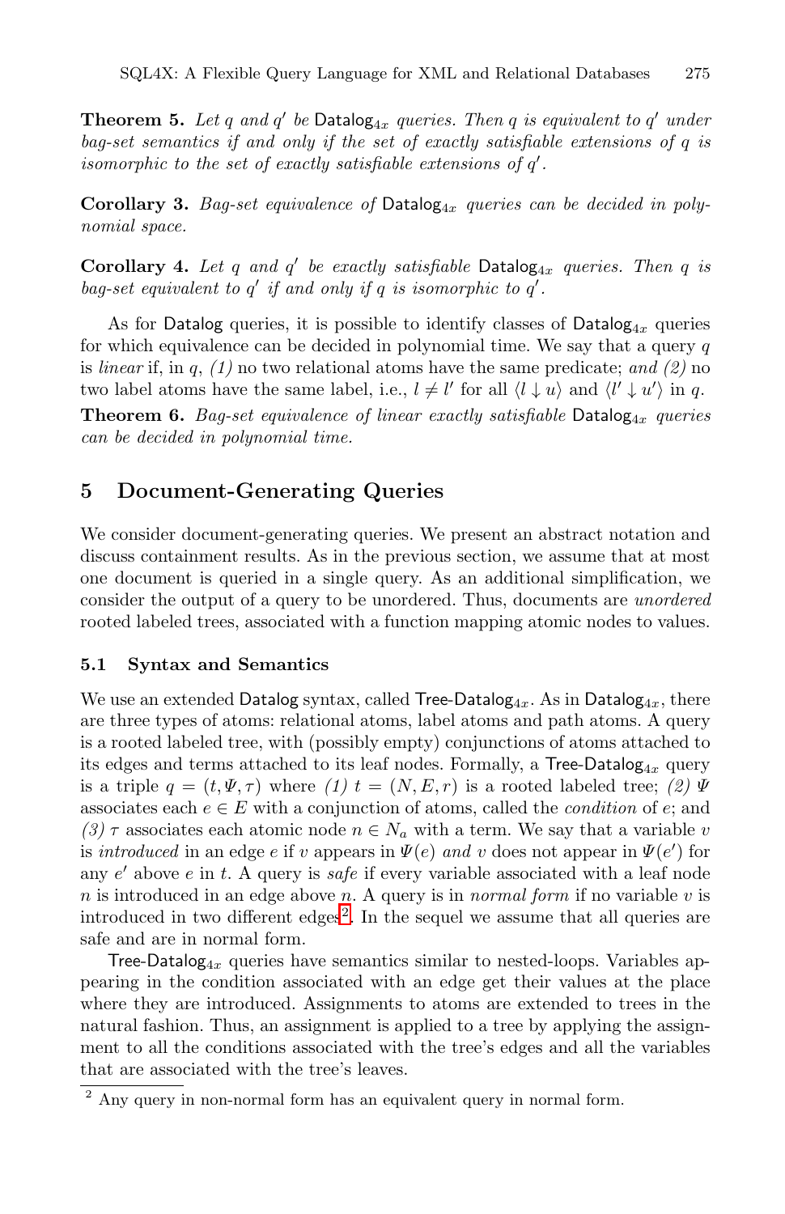**Theorem 5.** *Let $q$ and $q'$ be* $\mathsf{Datalog}_{4x}$ *queries. Then $q$ is equivalent to $q'$ under bag-set semantics if and only if the set of exactly satisfiable extensions of $q$ is isomorphic to the set of exactly satisfiable extensions of $q'$.*

**Corollary 3.** *Bag-set equivalence of* $\mathsf{Datalog}_{4x}$ *queries can be decided in polynomial space.*

**Corollary 4.** *Let $q$ and $q'$ be exactly satisfiable* $\mathsf{Datalog}_{4x}$ *queries. Then $q$ is bag-set equivalent to $q'$ if and only if $q$ is isomorphic to $q'$.*

As for Datalog queries, it is possible to identify classes of $\mathsf{Datalog}_{4x}$ queries for which equivalence can be decided in polynomial time. We say that a query $q$ is *linear* if, in $q$, *(1)* no two relational atoms have the same predicate; *and (2)* no two label atoms have the same label, i.e., $l \neq l'$ for all $\langle l \downarrow u \rangle$ and $\langle l' \downarrow u' \rangle$ in $q$.

**Theorem 6.** *Bag-set equivalence of linear exactly satisfiable* $\mathsf{Datalog}_{4x}$ *queries can be decided in polynomial time.*

## 5 Document-Generating Queries

We consider document-generating queries. We present an abstract notation and discuss containment results. As in the previous section, we assume that at most one document is queried in a single query. As an additional simplification, we consider the output of a query to be unordered. Thus, documents are *unordered* rooted labeled trees, associated with a function mapping atomic nodes to values.

### 5.1 Syntax and Semantics

We use an extended Datalog syntax, called $\mathsf{Tree\text{-}Datalog}_{4x}$. As in $\mathsf{Datalog}_{4x}$, there are three types of atoms: relational atoms, label atoms and path atoms. A query is a rooted labeled tree, with (possibly empty) conjunctions of atoms attached to its edges and terms attached to its leaf nodes. Formally, a $\mathsf{Tree\text{-}Datalog}_{4x}$ query is a triple $q = (t, \Psi, \tau)$ where *(1)* $t = (N, E, r)$ is a rooted labeled tree; *(2)* $\Psi$ associates each $e \in E$ with a conjunction of atoms, called the *condition* of $e$; and *(3)* $\tau$ associates each atomic node $n \in N_a$ with a term. We say that a variable $v$ is *introduced* in an edge $e$ if $v$ appears in $\Psi(e)$ *and* $v$ does not appear in $\Psi(e')$ for any $e'$ above $e$ in $t$. A query is *safe* if every variable associated with a leaf node $n$ is introduced in an edge above $n$. A query is in *normal form* if no variable $v$ is introduced in two different edges[2]. In the sequel we assume that all queries are safe and are in normal form.

$\mathsf{Tree\text{-}Datalog}_{4x}$ queries have semantics similar to nested-loops. Variables appearing in the condition associated with an edge get their values at the place where they are introduced. Assignments to atoms are extended to trees in the natural fashion. Thus, an assignment is applied to a tree by applying the assignment to all the conditions associated with the tree's edges and all the variables that are associated with the tree's leaves.

[2] Any query in non-normal form has an equivalent query in normal form.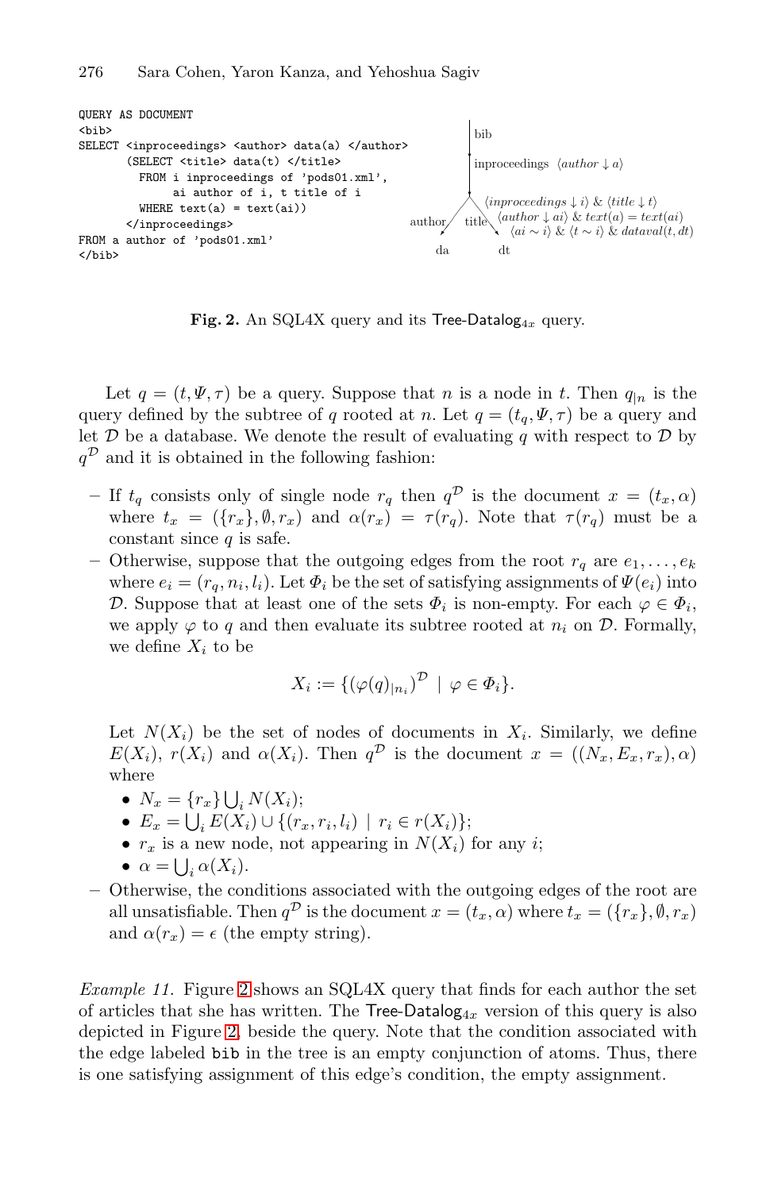```
QUERY AS DOCUMENT
<bib>
SELECT <inproceedings> <author> data(a) </author>
       (SELECT <title> data(t) </title>
         FROM i inproceedings of 'pods01.xml',
              ai author of i, t title of i
         WHERE text(a) = text(ai))
       </inproceedings>
FROM a author of 'pods01.xml'
</bib>
```

bib

inproceedings $\langle author \downarrow a \rangle$

$\langle inproceedings \downarrow i \rangle$ & $\langle title \downarrow t \rangle$
$\langle author \downarrow ai \rangle$ & $text(a) = text(ai)$
$\langle ai \sim i \rangle$ & $\langle t \sim i \rangle$ & $dataval(t, dt)$

author title

da dt

**Fig. 2.** An SQL4X query and its Tree-Datalog$_{4x}$ query.

Let $q = (t, \Psi, \tau)$ be a query. Suppose that $n$ is a node in $t$. Then $q_{|n}$ is the query defined by the subtree of $q$ rooted at $n$. Let $q = (t_q, \Psi, \tau)$ be a query and let $\mathcal{D}$ be a database. We denote the result of evaluating $q$ with respect to $\mathcal{D}$ by $q^{\mathcal{D}}$ and it is obtained in the following fashion:

- If $t_q$ consists only of single node $r_q$ then $q^{\mathcal{D}}$ is the document $x = (t_x, \alpha)$ where $t_x = (\{r_x\}, \emptyset, r_x)$ and $\alpha(r_x) = \tau(r_q)$. Note that $\tau(r_q)$ must be a constant since $q$ is safe.
- Otherwise, suppose that the outgoing edges from the root $r_q$ are $e_1, \ldots, e_k$ where $e_i = (r_q, n_i, l_i)$. Let $\Phi_i$ be the set of satisfying assignments of $\Psi(e_i)$ into $\mathcal{D}$. Suppose that at least one of the sets $\Phi_i$ is non-empty. For each $\varphi \in \Phi_i$, we apply $\varphi$ to $q$ and then evaluate its subtree rooted at $n_i$ on $\mathcal{D}$. Formally, we define $X_i$ to be

$$X_i := \{(\varphi(q)_{|n_i})^{\mathcal{D}} \mid \varphi \in \Phi_i\}.$$

  Let $N(X_i)$ be the set of nodes of documents in $X_i$. Similarly, we define $E(X_i)$, $r(X_i)$ and $\alpha(X_i)$. Then $q^{\mathcal{D}}$ is the document $x = ((N_x, E_x, r_x), \alpha)$ where
  - $N_x = \{r_x\} \bigcup_i N(X_i)$;
  - $E_x = \bigcup_i E(X_i) \cup \{(r_x, r_i, l_i) \mid r_i \in r(X_i)\}$;
  - $r_x$ is a new node, not appearing in $N(X_i)$ for any $i$;
  - $\alpha = \bigcup_i \alpha(X_i)$.
- Otherwise, the conditions associated with the outgoing edges of the root are all unsatisfiable. Then $q^{\mathcal{D}}$ is the document $x = (t_x, \alpha)$ where $t_x = (\{r_x\}, \emptyset, r_x)$ and $\alpha(r_x) = \epsilon$ (the empty string).

*Example 11.* Figure 2 shows an SQL4X query that finds for each author the set of articles that she has written. The Tree-Datalog$_{4x}$ version of this query is also depicted in Figure 2, beside the query. Note that the condition associated with the edge labeled `bib` in the tree is an empty conjunction of atoms. Thus, there is one satisfying assignment of this edge's condition, the empty assignment.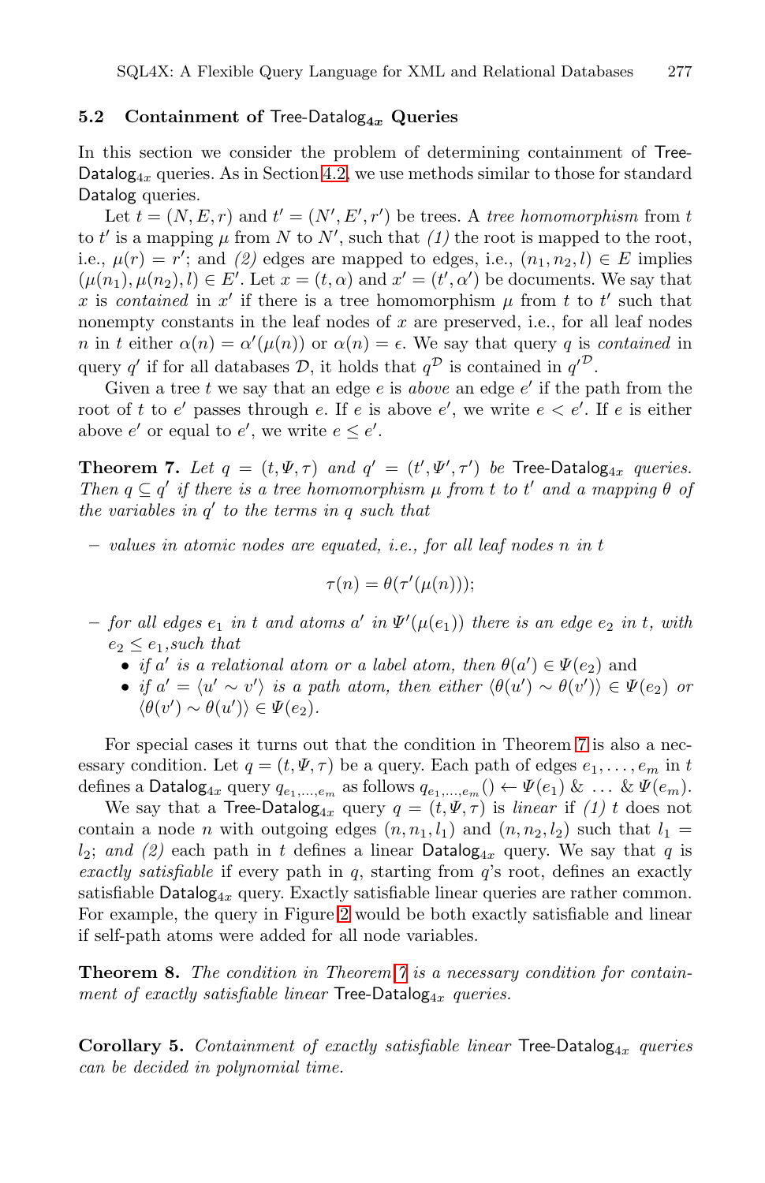### 5.2 Containment of Tree-Datalog$_{4x}$ Queries

In this section we consider the problem of determining containment of Tree-Datalog$_{4x}$ queries. As in Section 4.2, we use methods similar to those for standard Datalog queries.

Let $t = (N, E, r)$ and $t' = (N', E', r')$ be trees. A *tree homomorphism* from $t$ to $t'$ is a mapping $\mu$ from $N$ to $N'$, such that *(1)* the root is mapped to the root, i.e., $\mu(r) = r'$; and *(2)* edges are mapped to edges, i.e., $(n_1, n_2, l) \in E$ implies $(\mu(n_1), \mu(n_2), l) \in E'$. Let $x = (t, \alpha)$ and $x' = (t', \alpha')$ be documents. We say that $x$ is *contained* in $x'$ if there is a tree homomorphism $\mu$ from $t$ to $t'$ such that nonempty constants in the leaf nodes of $x$ are preserved, i.e., for all leaf nodes $n$ in $t$ either $\alpha(n) = \alpha'(\mu(n))$ or $\alpha(n) = \epsilon$. We say that query $q$ is *contained* in query $q'$ if for all databases $\mathcal{D}$, it holds that $q^{\mathcal{D}}$ is contained in ${q'}^{\mathcal{D}}$.

Given a tree $t$ we say that an edge $e$ is *above* an edge $e'$ if the path from the root of $t$ to $e'$ passes through $e$. If $e$ is above $e'$, we write $e < e'$. If $e$ is either above $e'$ or equal to $e'$, we write $e \leq e'$.

**Theorem 7.** *Let $q = (t, \Psi, \tau)$ and $q' = (t', \Psi', \tau')$ be* Tree-Datalog$_{4x}$ *queries. Then $q \subseteq q'$ if there is a tree homomorphism $\mu$ from $t$ to $t'$ and a mapping $\theta$ of the variables in $q'$ to the terms in $q$ such that*

- *values in atomic nodes are equated, i.e., for all leaf nodes $n$ in $t$*

$$\tau(n) = \theta(\tau'(\mu(n)));$$

- *for all edges $e_1$ in $t$ and atoms $a'$ in $\Psi'(\mu(e_1))$ there is an edge $e_2$ in $t$, with $e_2 \leq e_1$, such that*
  - *if $a'$ is a relational atom or a label atom, then $\theta(a') \in \Psi(e_2)$ and*
  - *if $a' = \langle u' \sim v' \rangle$ is a path atom, then either $\langle \theta(u') \sim \theta(v') \rangle \in \Psi(e_2)$ or $\langle \theta(v') \sim \theta(u') \rangle \in \Psi(e_2)$.*

For special cases it turns out that the condition in Theorem 7 is also a necessary condition. Let $q = (t, \Psi, \tau)$ be a query. Each path of edges $e_1, \ldots, e_m$ in $t$ defines a Datalog$_{4x}$ query $q_{e_1,\ldots,e_m}$ as follows $q_{e_1,\ldots,e_m}() \leftarrow \Psi(e_1)$ & $\ldots$ & $\Psi(e_m)$.

We say that a Tree-Datalog$_{4x}$ query $q = (t, \Psi, \tau)$ is *linear* if *(1)* $t$ does not contain a node $n$ with outgoing edges $(n, n_1, l_1)$ and $(n, n_2, l_2)$ such that $l_1 = l_2$; *and (2)* each path in $t$ defines a linear Datalog$_{4x}$ query. We say that $q$ is *exactly satisfiable* if every path in $q$, starting from $q$'s root, defines an exactly satisfiable Datalog$_{4x}$ query. Exactly satisfiable linear queries are rather common. For example, the query in Figure 2 would be both exactly satisfiable and linear if self-path atoms were added for all node variables.

**Theorem 8.** *The condition in Theorem 7 is a necessary condition for containment of exactly satisfiable linear* Tree-Datalog$_{4x}$ *queries.*

**Corollary 5.** *Containment of exactly satisfiable linear* Tree-Datalog$_{4x}$ *queries can be decided in polynomial time.*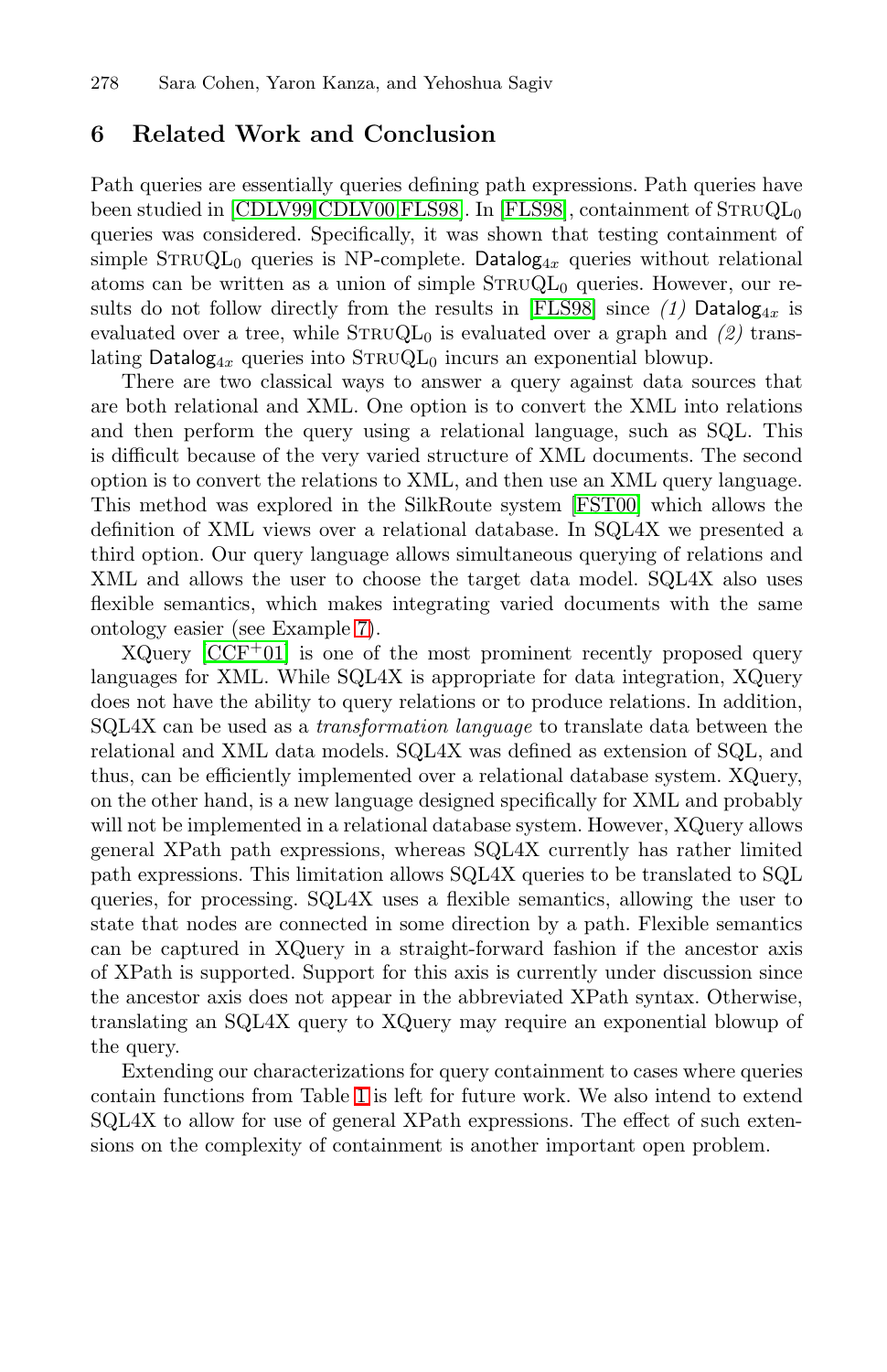## 6 Related Work and Conclusion

Path queries are essentially queries defining path expressions. Path queries have been studied in [CDLV99,CDLV00,FLS98]. In [FLS98], containment of $\text{StruQL}_0$ queries was considered. Specifically, it was shown that testing containment of simple $\text{StruQL}_0$ queries is NP-complete. $\mathsf{Datalog}_{4x}$ queries without relational atoms can be written as a union of simple $\text{StruQL}_0$ queries. However, our results do not follow directly from the results in [FLS98] since *(1)* $\mathsf{Datalog}_{4x}$ is evaluated over a tree, while $\text{StruQL}_0$ is evaluated over a graph and *(2)* translating $\mathsf{Datalog}_{4x}$ queries into $\text{StruQL}_0$ incurs an exponential blowup.

There are two classical ways to answer a query against data sources that are both relational and XML. One option is to convert the XML into relations and then perform the query using a relational language, such as SQL. This is difficult because of the very varied structure of XML documents. The second option is to convert the relations to XML, and then use an XML query language. This method was explored in the SilkRoute system [FST00] which allows the definition of XML views over a relational database. In SQL4X we presented a third option. Our query language allows simultaneous querying of relations and XML and allows the user to choose the target data model. SQL4X also uses flexible semantics, which makes integrating varied documents with the same ontology easier (see Example 7).

XQuery [CCF+01] is one of the most prominent recently proposed query languages for XML. While SQL4X is appropriate for data integration, XQuery does not have the ability to query relations or to produce relations. In addition, SQL4X can be used as a *transformation language* to translate data between the relational and XML data models. SQL4X was defined as extension of SQL, and thus, can be efficiently implemented over a relational database system. XQuery, on the other hand, is a new language designed specifically for XML and probably will not be implemented in a relational database system. However, XQuery allows general XPath path expressions, whereas SQL4X currently has rather limited path expressions. This limitation allows SQL4X queries to be translated to SQL queries, for processing. SQL4X uses a flexible semantics, allowing the user to state that nodes are connected in some direction by a path. Flexible semantics can be captured in XQuery in a straight-forward fashion if the ancestor axis of XPath is supported. Support for this axis is currently under discussion since the ancestor axis does not appear in the abbreviated XPath syntax. Otherwise, translating an SQL4X query to XQuery may require an exponential blowup of the query.

Extending our characterizations for query containment to cases where queries contain functions from Table 1 is left for future work. We also intend to extend SQL4X to allow for use of general XPath expressions. The effect of such extensions on the complexity of containment is another important open problem.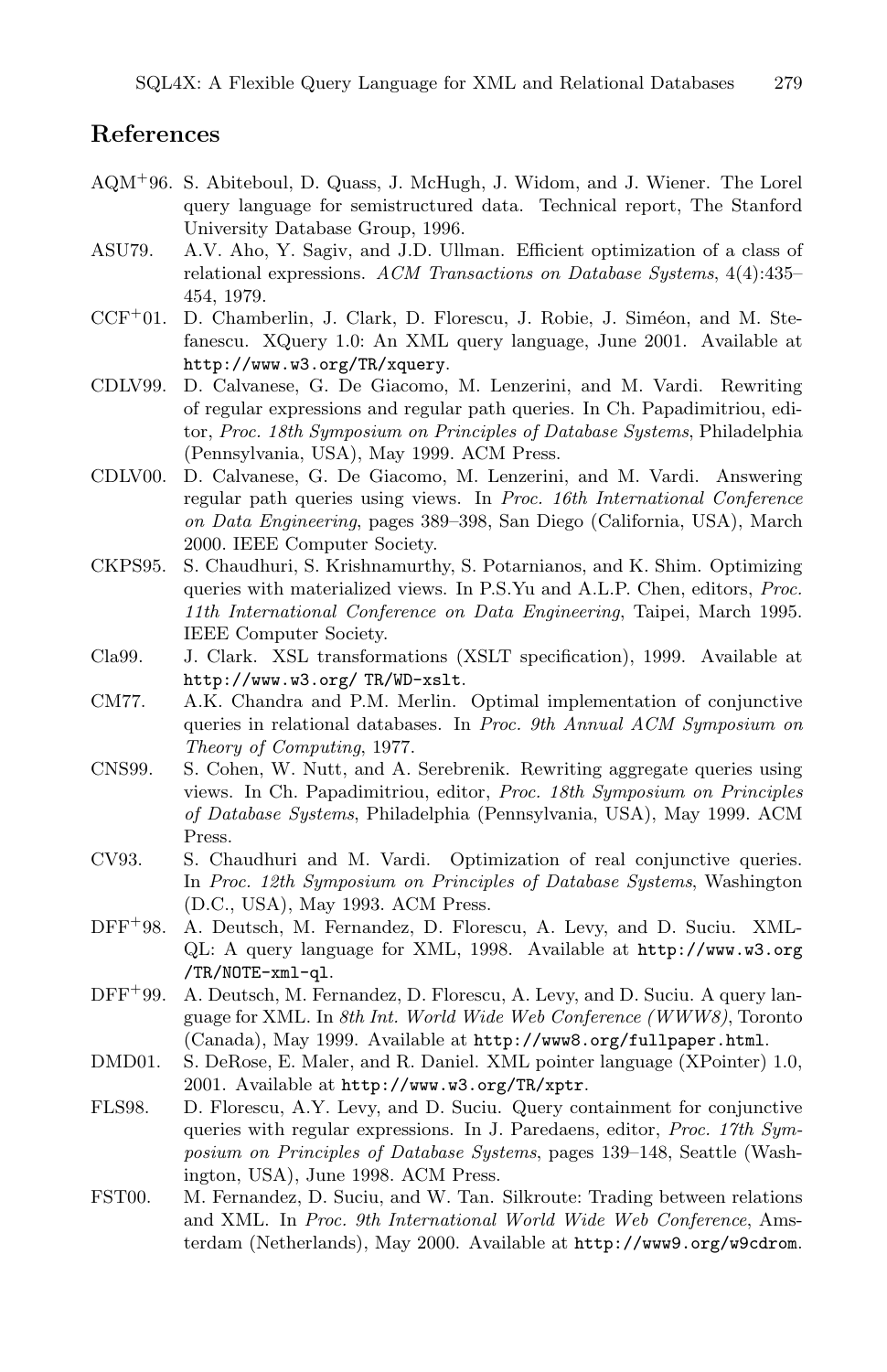## References

AQM+96. S. Abiteboul, D. Quass, J. McHugh, J. Widom, and J. Wiener. The Lorel query language for semistructured data. Technical report, The Stanford University Database Group, 1996.

ASU79. A.V. Aho, Y. Sagiv, and J.D. Ullman. Efficient optimization of a class of relational expressions. *ACM Transactions on Database Systems*, 4(4):435–454, 1979.

CCF+01. D. Chamberlin, J. Clark, D. Florescu, J. Robie, J. Siméon, and M. Stefanescu. XQuery 1.0: An XML query language, June 2001. Available at `http://www.w3.org/TR/xquery`.

CDLV99. D. Calvanese, G. De Giacomo, M. Lenzerini, and M. Vardi. Rewriting of regular expressions and regular path queries. In Ch. Papadimitriou, editor, *Proc. 18th Symposium on Principles of Database Systems*, Philadelphia (Pennsylvania, USA), May 1999. ACM Press.

CDLV00. D. Calvanese, G. De Giacomo, M. Lenzerini, and M. Vardi. Answering regular path queries using views. In *Proc. 16th International Conference on Data Engineering*, pages 389–398, San Diego (California, USA), March 2000. IEEE Computer Society.

CKPS95. S. Chaudhuri, S. Krishnamurthy, S. Potarnianos, and K. Shim. Optimizing queries with materialized views. In P.S.Yu and A.L.P. Chen, editors, *Proc. 11th International Conference on Data Engineering*, Taipei, March 1995. IEEE Computer Society.

Cla99. J. Clark. XSL transformations (XSLT specification), 1999. Available at `http://www.w3.org/ TR/WD-xslt`.

CM77. A.K. Chandra and P.M. Merlin. Optimal implementation of conjunctive queries in relational databases. In *Proc. 9th Annual ACM Symposium on Theory of Computing*, 1977.

CNS99. S. Cohen, W. Nutt, and A. Serebrenik. Rewriting aggregate queries using views. In Ch. Papadimitriou, editor, *Proc. 18th Symposium on Principles of Database Systems*, Philadelphia (Pennsylvania, USA), May 1999. ACM Press.

CV93. S. Chaudhuri and M. Vardi. Optimization of real conjunctive queries. In *Proc. 12th Symposium on Principles of Database Systems*, Washington (D.C., USA), May 1993. ACM Press.

DFF+98. A. Deutsch, M. Fernandez, D. Florescu, A. Levy, and D. Suciu. XML-QL: A query language for XML, 1998. Available at `http://www.w3.org /TR/NOTE-xml-ql`.

DFF+99. A. Deutsch, M. Fernandez, D. Florescu, A. Levy, and D. Suciu. A query language for XML. In *8th Int. World Wide Web Conference (WWW8)*, Toronto (Canada), May 1999. Available at `http://www8.org/fullpaper.html`.

DMD01. S. DeRose, E. Maler, and R. Daniel. XML pointer language (XPointer) 1.0, 2001. Available at `http://www.w3.org/TR/xptr`.

FLS98. D. Florescu, A.Y. Levy, and D. Suciu. Query containment for conjunctive queries with regular expressions. In J. Paredaens, editor, *Proc. 17th Symposium on Principles of Database Systems*, pages 139–148, Seattle (Washington, USA), June 1998. ACM Press.

FST00. M. Fernandez, D. Suciu, and W. Tan. Silkroute: Trading between relations and XML. In *Proc. 9th International World Wide Web Conference*, Amsterdam (Netherlands), May 2000. Available at `http://www9.org/w9cdrom`.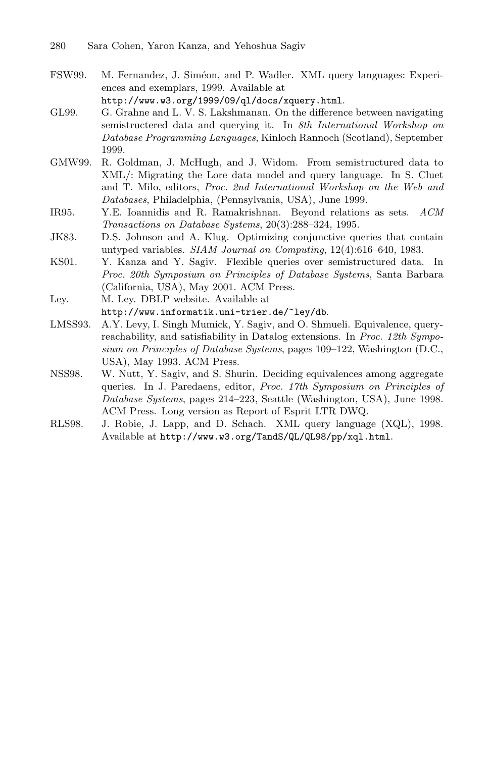FSW99. M. Fernandez, J. Siméon, and P. Wadler. XML query languages: Experiences and exemplars, 1999. Available at http://www.w3.org/1999/09/ql/docs/xquery.html.

GL99. G. Grahne and L. V. S. Lakshmanan. On the difference between navigating semistructered data and querying it. In *8th International Workshop on Database Programming Languages*, Kinloch Rannoch (Scotland), September 1999.

GMW99. R. Goldman, J. McHugh, and J. Widom. From semistructured data to XML/: Migrating the Lore data model and query language. In S. Cluet and T. Milo, editors, *Proc. 2nd International Workshop on the Web and Databases*, Philadelphia, (Pennsylvania, USA), June 1999.

IR95. Y.E. Ioannidis and R. Ramakrishnan. Beyond relations as sets. *ACM Transactions on Database Systems*, 20(3):288–324, 1995.

JK83. D.S. Johnson and A. Klug. Optimizing conjunctive queries that contain untyped variables. *SIAM Journal on Computing*, 12(4):616–640, 1983.

KS01. Y. Kanza and Y. Sagiv. Flexible queries over semistructured data. In *Proc. 20th Symposium on Principles of Database Systems*, Santa Barbara (California, USA), May 2001. ACM Press.

Ley. M. Ley. DBLP website. Available at http://www.informatik.uni-trier.de/~ley/db.

LMSS93. A.Y. Levy, I. Singh Mumick, Y. Sagiv, and O. Shmueli. Equivalence, query-reachability, and satisfiability in Datalog extensions. In *Proc. 12th Symposium on Principles of Database Systems*, pages 109–122, Washington (D.C., USA), May 1993. ACM Press.

NSS98. W. Nutt, Y. Sagiv, and S. Shurin. Deciding equivalences among aggregate queries. In J. Paredaens, editor, *Proc. 17th Symposium on Principles of Database Systems*, pages 214–223, Seattle (Washington, USA), June 1998. ACM Press. Long version as Report of Esprit LTR DWQ.

RLS98. J. Robie, J. Lapp, and D. Schach. XML query language (XQL), 1998. Available at http://www.w3.org/TandS/QL/QL98/pp/xql.html.